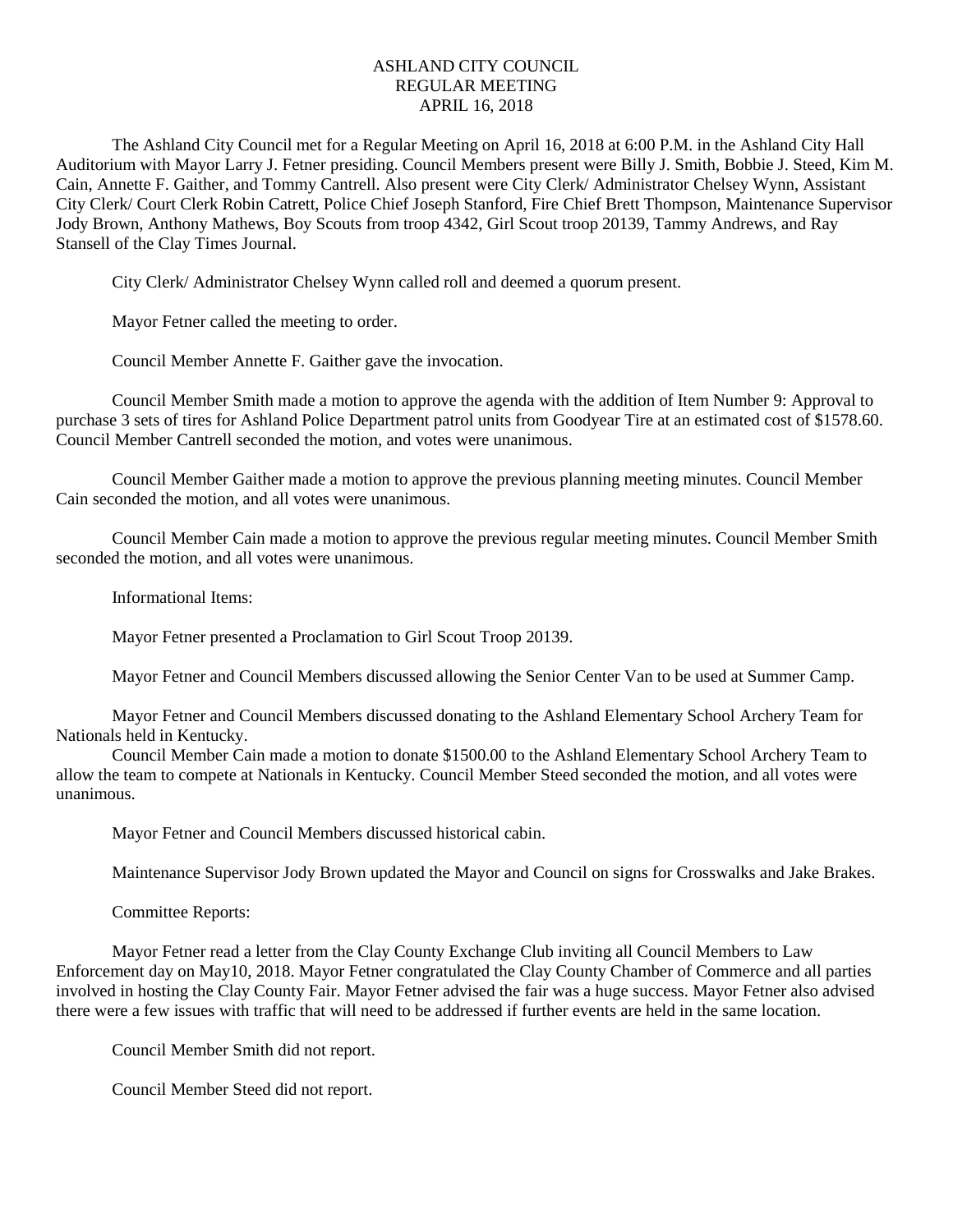# ASHLAND CITY COUNCIL
## REGULAR MEETING
## APRIL 16, 2018

The Ashland City Council met for a Regular Meeting on April 16, 2018 at 6:00 P.M. in the Ashland City Hall Auditorium with Mayor Larry J. Fetner presiding. Council Members present were Billy J. Smith, Bobbie J. Steed, Kim M. Cain, Annette F. Gaither, and Tommy Cantrell. Also present were City Clerk/ Administrator Chelsey Wynn, Assistant City Clerk/ Court Clerk Robin Catrett, Police Chief Joseph Stanford, Fire Chief Brett Thompson, Maintenance Supervisor Jody Brown, Anthony Mathews, Boy Scouts from troop 4342, Girl Scout troop 20139, Tammy Andrews, and Ray Stansell of the Clay Times Journal.

City Clerk/ Administrator Chelsey Wynn called roll and deemed a quorum present.

Mayor Fetner called the meeting to order.

Council Member Annette F. Gaither gave the invocation.

Council Member Smith made a motion to approve the agenda with the addition of Item Number 9: Approval to purchase 3 sets of tires for Ashland Police Department patrol units from Goodyear Tire at an estimated cost of $1578.60. Council Member Cantrell seconded the motion, and votes were unanimous.

Council Member Gaither made a motion to approve the previous planning meeting minutes. Council Member Cain seconded the motion, and all votes were unanimous.

Council Member Cain made a motion to approve the previous regular meeting minutes. Council Member Smith seconded the motion, and all votes were unanimous.

Informational Items:

Mayor Fetner presented a Proclamation to Girl Scout Troop 20139.

Mayor Fetner and Council Members discussed allowing the Senior Center Van to be used at Summer Camp.

Mayor Fetner and Council Members discussed donating to the Ashland Elementary School Archery Team for Nationals held in Kentucky.

Council Member Cain made a motion to donate $1500.00 to the Ashland Elementary School Archery Team to allow the team to compete at Nationals in Kentucky. Council Member Steed seconded the motion, and all votes were unanimous.

Mayor Fetner and Council Members discussed historical cabin.

Maintenance Supervisor Jody Brown updated the Mayor and Council on signs for Crosswalks and Jake Brakes.

Committee Reports:

Mayor Fetner read a letter from the Clay County Exchange Club inviting all Council Members to Law Enforcement day on May10, 2018. Mayor Fetner congratulated the Clay County Chamber of Commerce and all parties involved in hosting the Clay County Fair. Mayor Fetner advised the fair was a huge success. Mayor Fetner also advised there were a few issues with traffic that will need to be addressed if further events are held in the same location.

Council Member Smith did not report.

Council Member Steed did not report.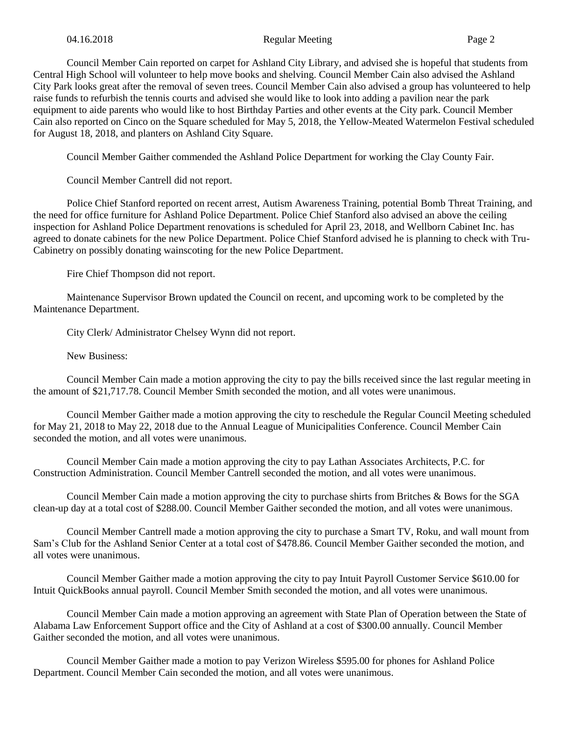Council Member Cain reported on carpet for Ashland City Library, and advised she is hopeful that students from Central High School will volunteer to help move books and shelving. Council Member Cain also advised the Ashland City Park looks great after the removal of seven trees. Council Member Cain also advised a group has volunteered to help raise funds to refurbish the tennis courts and advised she would like to look into adding a pavilion near the park equipment to aide parents who would like to host Birthday Parties and other events at the City park. Council Member Cain also reported on Cinco on the Square scheduled for May 5, 2018, the Yellow-Meated Watermelon Festival scheduled for August 18, 2018, and planters on Ashland City Square.

Council Member Gaither commended the Ashland Police Department for working the Clay County Fair.

Council Member Cantrell did not report.

Police Chief Stanford reported on recent arrest, Autism Awareness Training, potential Bomb Threat Training, and the need for office furniture for Ashland Police Department. Police Chief Stanford also advised an above the ceiling inspection for Ashland Police Department renovations is scheduled for April 23, 2018, and Wellborn Cabinet Inc. has agreed to donate cabinets for the new Police Department. Police Chief Stanford advised he is planning to check with Tru-Cabinetry on possibly donating wainscoting for the new Police Department.

Fire Chief Thompson did not report.

Maintenance Supervisor Brown updated the Council on recent, and upcoming work to be completed by the Maintenance Department.

City Clerk/ Administrator Chelsey Wynn did not report.

New Business:

Council Member Cain made a motion approving the city to pay the bills received since the last regular meeting in the amount of $21,717.78. Council Member Smith seconded the motion, and all votes were unanimous.

Council Member Gaither made a motion approving the city to reschedule the Regular Council Meeting scheduled for May 21, 2018 to May 22, 2018 due to the Annual League of Municipalities Conference. Council Member Cain seconded the motion, and all votes were unanimous.

Council Member Cain made a motion approving the city to pay Lathan Associates Architects, P.C. for Construction Administration. Council Member Cantrell seconded the motion, and all votes were unanimous.

Council Member Cain made a motion approving the city to purchase shirts from Britches & Bows for the SGA clean-up day at a total cost of $288.00. Council Member Gaither seconded the motion, and all votes were unanimous.

Council Member Cantrell made a motion approving the city to purchase a Smart TV, Roku, and wall mount from Sam's Club for the Ashland Senior Center at a total cost of $478.86. Council Member Gaither seconded the motion, and all votes were unanimous.

Council Member Gaither made a motion approving the city to pay Intuit Payroll Customer Service $610.00 for Intuit QuickBooks annual payroll. Council Member Smith seconded the motion, and all votes were unanimous.

Council Member Cain made a motion approving an agreement with State Plan of Operation between the State of Alabama Law Enforcement Support office and the City of Ashland at a cost of $300.00 annually. Council Member Gaither seconded the motion, and all votes were unanimous.

Council Member Gaither made a motion to pay Verizon Wireless $595.00 for phones for Ashland Police Department. Council Member Cain seconded the motion, and all votes were unanimous.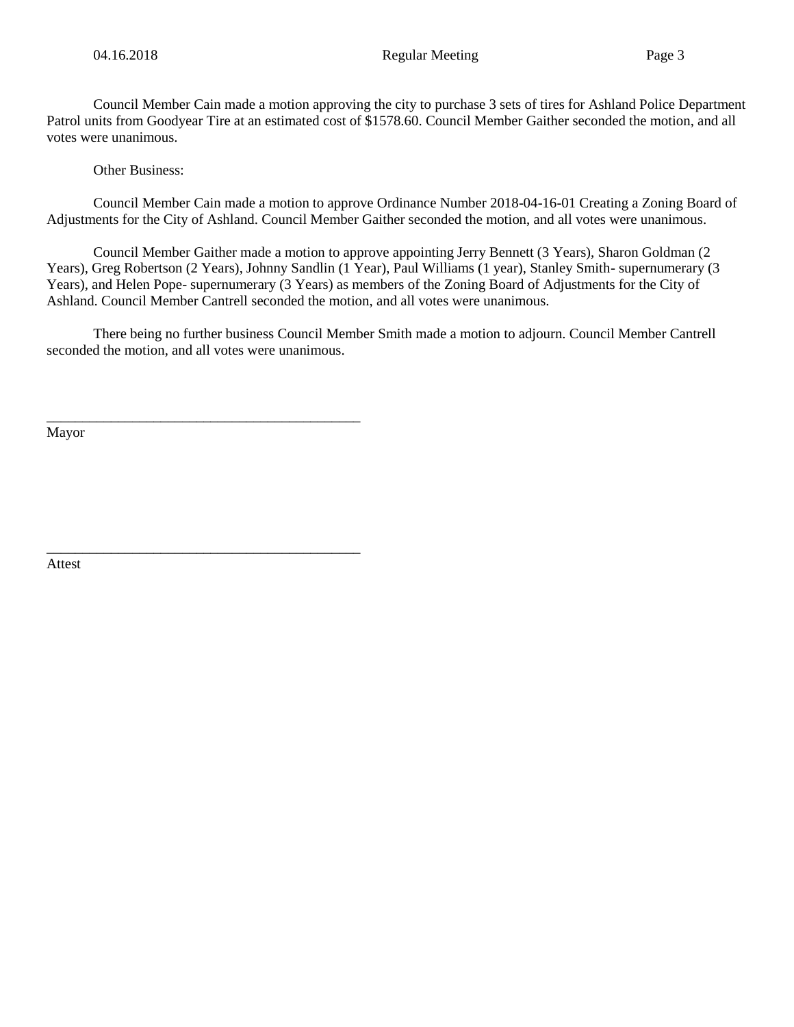Council Member Cain made a motion approving the city to purchase 3 sets of tires for Ashland Police Department Patrol units from Goodyear Tire at an estimated cost of $1578.60. Council Member Gaither seconded the motion, and all votes were unanimous.

Other Business:

Council Member Cain made a motion to approve Ordinance Number 2018-04-16-01 Creating a Zoning Board of Adjustments for the City of Ashland. Council Member Gaither seconded the motion, and all votes were unanimous.

Council Member Gaither made a motion to approve appointing Jerry Bennett (3 Years), Sharon Goldman (2 Years), Greg Robertson (2 Years), Johnny Sandlin (1 Year), Paul Williams (1 year), Stanley Smith- supernumerary (3 Years), and Helen Pope- supernumerary (3 Years) as members of the Zoning Board of Adjustments for the City of Ashland. Council Member Cantrell seconded the motion, and all votes were unanimous.

There being no further business Council Member Smith made a motion to adjourn. Council Member Cantrell seconded the motion, and all votes were unanimous.

_____________________________________________
Mayor

_____________________________________________
Attest